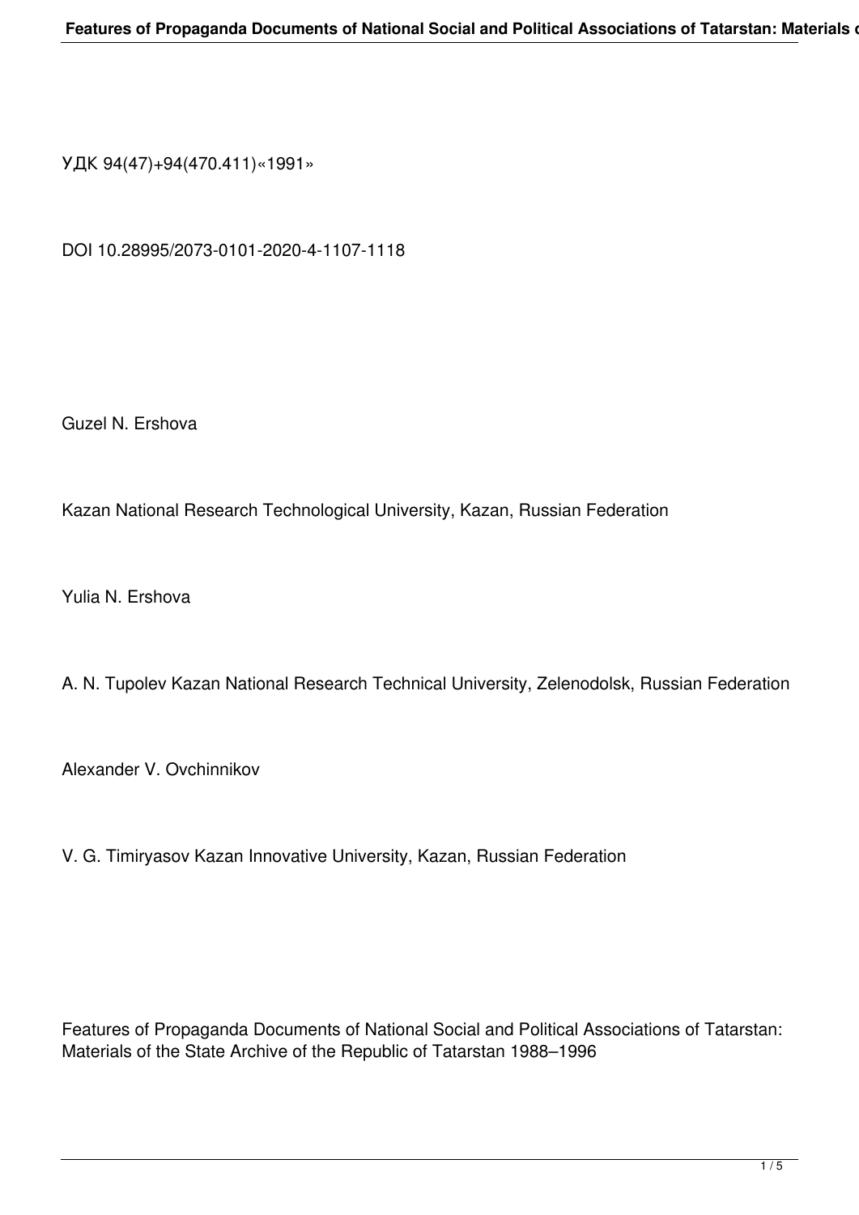УДК 94(47)+94(470.411)«1991»

DOI 10.28995/2073-0101-2020-4-1107-1118

Guzel N. Ershova

Kazan National Research Technological University, Kazan, Russian Federation

Yulia N. Ershova

A. N. Tupolev Kazan National Research Technical University, Zelenodolsk, Russian Federation

Alexander V. Ovchinnikov

V. G. Timiryasov Kazan Innovative University, Kazan, Russian Federation

# Features of Propaganda Documents of National Social and Political Associations of Tatarstan: Materials of the State Archive of the Republic of Tatarstan 1988–1996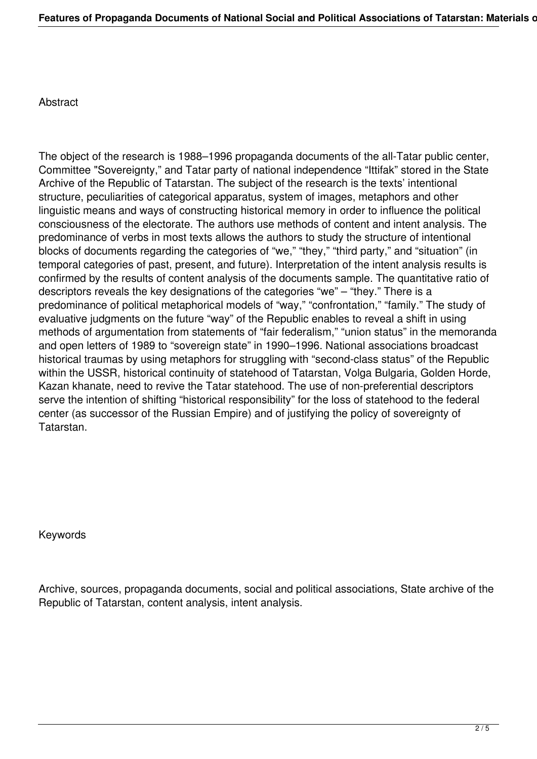## Abstract

The object of the research is 1988–1996 propaganda documents of the all-Tatar public center, Committee "Sovereignty," and Tatar party of national independence “Ittifak” stored in the State Archive of the Republic of Tatarstan. The subject of the research is the texts’ intentional structure, peculiarities of categorical apparatus, system of images, metaphors and other linguistic means and ways of constructing historical memory in order to influence the political consciousness of the electorate. The authors use methods of content and intent analysis. The predominance of verbs in most texts allows the authors to study the structure of intentional blocks of documents regarding the categories of “we,” “they,” “third party,” and “situation” (in temporal categories of past, present, and future). Interpretation of the intent analysis results is confirmed by the results of content analysis of the documents sample. The quantitative ratio of descriptors reveals the key designations of the categories “we” – “they.” There is a predominance of political metaphorical models of “way,” “confrontation,” “family.” The study of evaluative judgments on the future “way” of the Republic enables to reveal a shift in using methods of argumentation from statements of “fair federalism,” “union status” in the memoranda and open letters of 1989 to “sovereign state” in 1990–1996. National associations broadcast historical traumas by using metaphors for struggling with “second-class status” of the Republic within the USSR, historical continuity of statehood of Tatarstan, Volga Bulgaria, Golden Horde, Kazan khanate, need to revive the Tatar statehood. The use of non-preferential descriptors serve the intention of shifting “historical responsibility” for the loss of statehood to the federal center (as successor of the Russian Empire) and of justifying the policy of sovereignty of Tatarstan.

## Keywords

Archive, sources, propaganda documents, social and political associations, State archive of the Republic of Tatarstan, content analysis, intent analysis.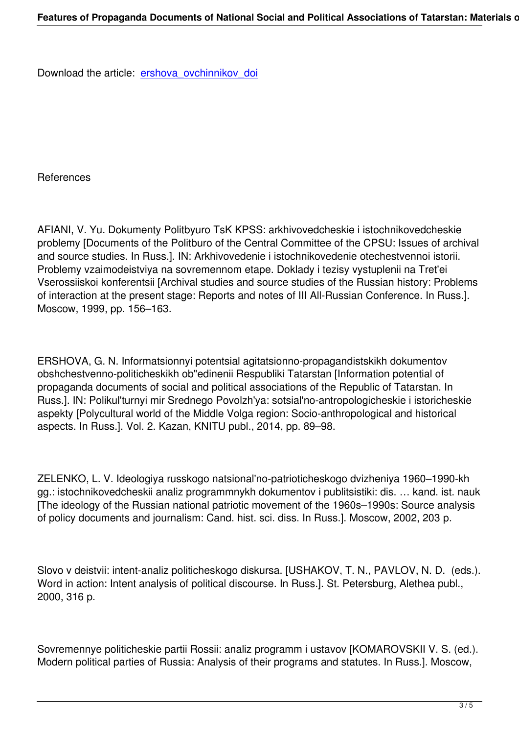Download the article: [ershova_ovchinnikov_doi]

References

AFIANI, V. Yu. Dokumenty Politbyuro TsK KPSS: arkhivovedcheskie i istochnikovedcheskie problemy [Documents of the Politburo of the Central Committee of the CPSU: Issues of archival and source studies. In Russ.]. IN: Arkhivovedenie i istochnikovedenie otechestvennoi istorii. Problemy vzaimodeistviya na sovremennom etape. Doklady i tezisy vystuplenii na Tret'ei Vserossiiskoi konferentsii [Archival studies and source studies of the Russian history: Problems of interaction at the present stage: Reports and notes of III All-Russian Conference. In Russ.]. Moscow, 1999, pp. 156–163.

ERSHOVA, G. N. Informatsionnyi potentsial agitatsionno-propagandistskikh dokumentov obshchestvenno-politicheskikh ob"edinenii Respubliki Tatarstan [Information potential of propaganda documents of social and political associations of the Republic of Tatarstan. In Russ.]. IN: Polikul'turnyi mir Srednego Povolzh'ya: sotsial'no-antropologicheskie i istoricheskie aspekty [Polycultural world of the Middle Volga region: Socio-anthropological and historical aspects. In Russ.]. Vol. 2. Kazan, KNITU publ., 2014, pp. 89–98.

ZELENKO, L. V. Ideologiya russkogo natsional'no-patrioticheskogo dvizheniya 1960–1990-kh gg.: istochnikovedcheskii analiz programmnykh dokumentov i publitsistiki: dis. … kand. ist. nauk [The ideology of the Russian national patriotic movement of the 1960s–1990s: Source analysis of policy documents and journalism: Cand. hist. sci. diss. In Russ.]. Moscow, 2002, 203 p.

Slovo v deistvii: intent-analiz politicheskogo diskursa. [USHAKOV, T. N., PAVLOV, N. D. (eds.). Word in action: Intent analysis of political discourse. In Russ.]. St. Petersburg, Alethea publ., 2000, 316 p.

Sovremennye politicheskie partii Rossii: analiz programm i ustavov [KOMAROVSKII V. S. (ed.). Modern political parties of Russia: Analysis of their programs and statutes. In Russ.]. Moscow,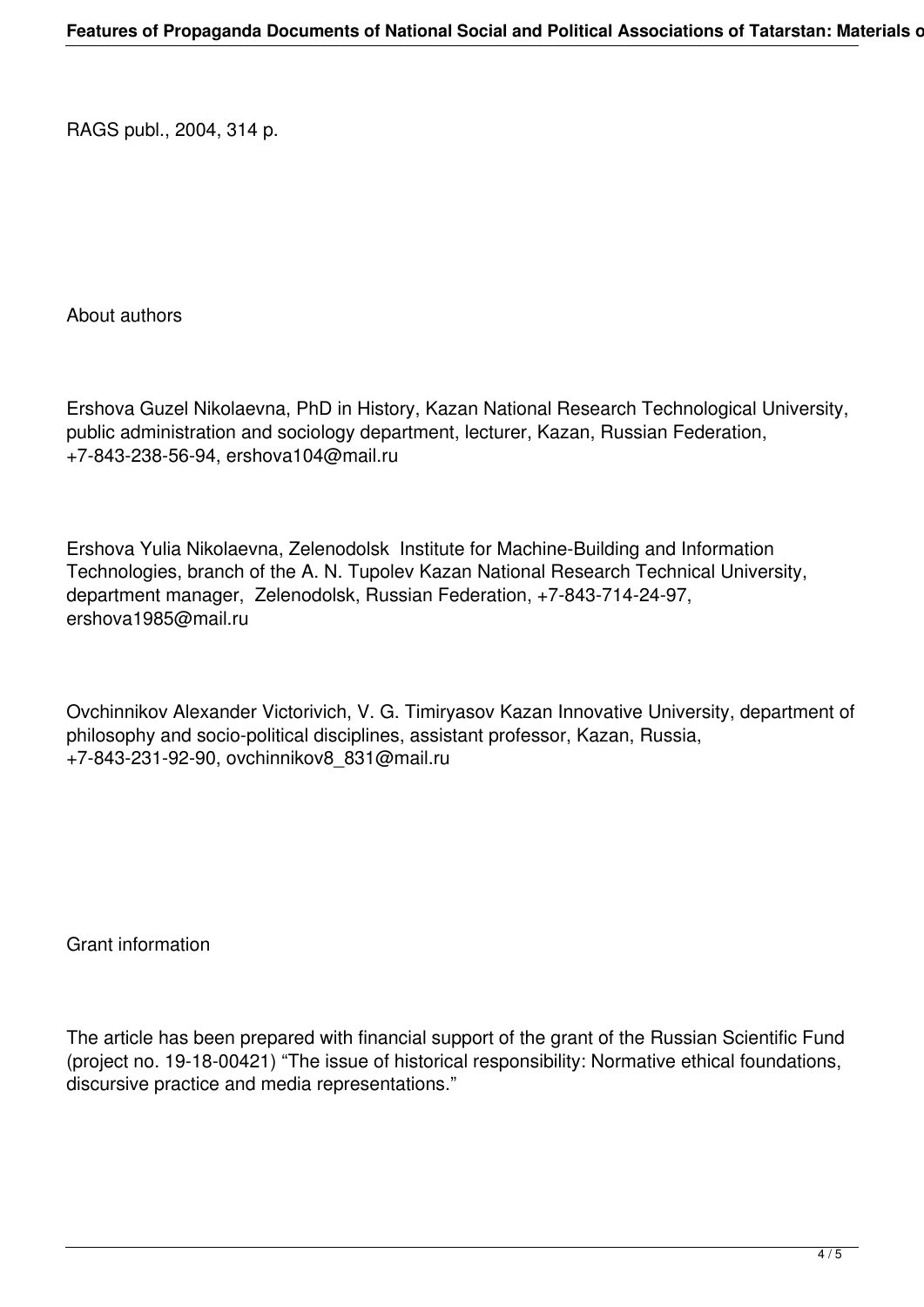RAGS publl., 2004, 314 p.

About authors

Ershova Guzel Nikolaevna, PhD in History, Kazan National Research Technological University, public administration and sociology department, lecturer, Kazan, Russian Federation, +7-843-238-56-94, ershova104@mail.ru

Ershova Yulia Nikolaevna, Zelenodolsk Institute for Machine-Building and Information Technologies, branch of the A. N. Tupolev Kazan National Research Technical University, department manager, Zelenodolsk, Russian Federation, +7-843-714-24-97, ershova1985@mail.ru

Ovchinnikov Alexander Victorivich, V. G. Timiryasov Kazan Innovative University, department of philosophy and socio-political disciplines, assistant professor, Kazan, Russia, +7-843-231-92-90, ovchinnikov8_831@mail.ru

Grant information

The article has been prepared with financial support of the grant of the Russian Scientific Fund (project no. 19-18-00421) “The issue of historical responsibility: Normative ethical foundations, discursive practice and media representations.”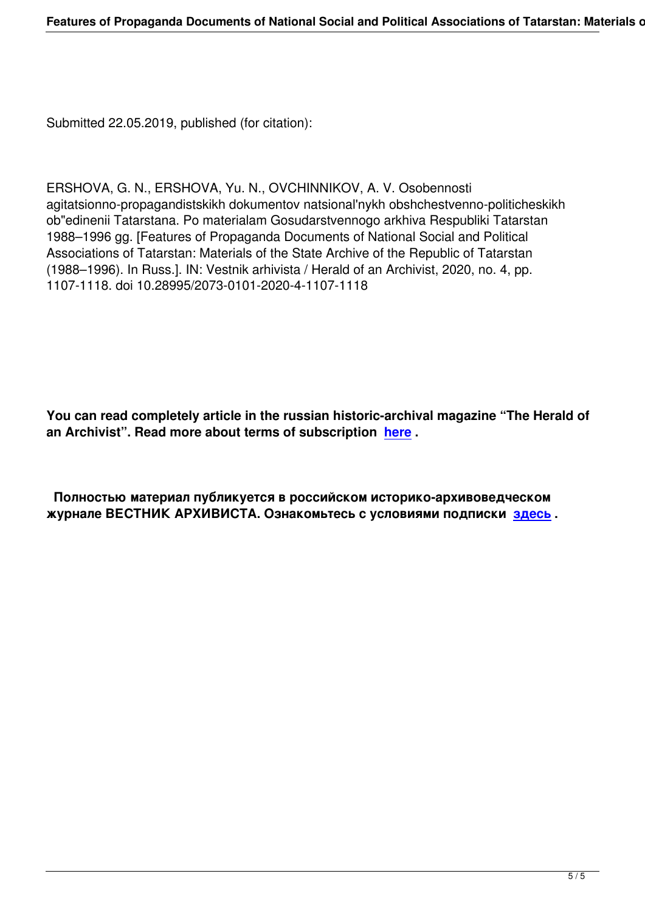Submitted 22.05.2019, published (for citation):

ERSHOVA, G. N., ERSHOVA, Yu. N., OVCHINNIKOV, A. V. Osobennosti agitatsionno-propagandistskikh dokumentov natsional'nykh obshchestvenno-politicheskikh ob"edinenii Tatarstana. Po materialam Gosudarstvennogo arkhiva Respubliki Tatarstan 1988–1996 gg. [Features of Propaganda Documents of National Social and Political Associations of Tatarstan: Materials of the State Archive of the Republic of Tatarstan (1988–1996). In Russ.]. IN: Vestnik arhivista / Herald of an Archivist, 2020, no. 4, pp. 1107-1118. doi 10.28995/2073-0101-2020-4-1107-1118

**You can read completely article in the russian historic-archival magazine "The Herald of an Archivist". Read more about terms of subscription here .**

**Полностью материал публикуется в российском историко-архивоведческом журнале ВЕСТНИК АРХИВИСТА. Ознакомьтесь с условиями подписки здесь .**